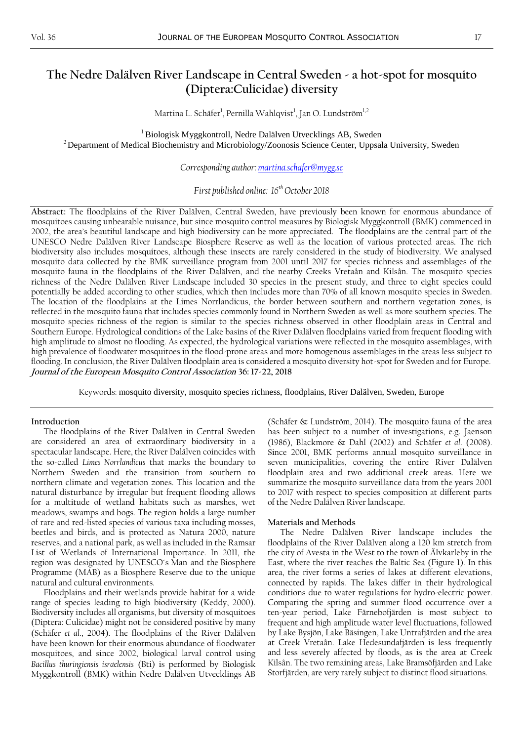# The Nedre Dalälven River Landscape in Central Sweden - a hot-spot for mosquito (Diptera:Culicidae) diversity

Martina L. Schäfer[1], Pernilla Wahlqvist[1], Jan O. Lundström[1,2]

[1] Biologisk Myggkontroll, Nedre Dalälven Utvecklings AB, Sweden
[2] Department of Medical Biochemistry and Microbiology/Zoonosis Science Center, Uppsala University, Sweden

*Corresponding author: martina.schafer@mygg.se*

*First published online: 16th October 2018*

**Abstract:** The floodplains of the River Dalälven, Central Sweden, have previously been known for enormous abundance of mosquitoes causing unbearable nuisance, but since mosquito control measures by Biologisk Myggkontroll (BMK) commenced in 2002, the area's beautiful landscape and high biodiversity can be more appreciated. The floodplains are the central part of the UNESCO Nedre Dalälven River Landscape Biosphere Reserve as well as the location of various protected areas. The rich biodiversity also includes mosquitoes, although these insects are rarely considered in the study of biodiversity. We analysed mosquito data collected by the BMK surveillance program from 2001 until 2017 for species richness and assemblages of the mosquito fauna in the floodplains of the River Dalälven, and the nearby Creeks Vretaån and Kilsån. The mosquito species richness of the Nedre Dalälven River Landscape included 30 species in the present study, and three to eight species could potentially be added according to other studies, which then includes more than 70% of all known mosquito species in Sweden. The location of the floodplains at the Limes Norrlandicus, the border between southern and northern vegetation zones, is reflected in the mosquito fauna that includes species commonly found in Northern Sweden as well as more southern species. The mosquito species richness of the region is similar to the species richness observed in other floodplain areas in Central and Southern Europe. Hydrological conditions of the Lake basins of the River Dalälven floodplains varied from frequent flooding with high amplitude to almost no flooding. As expected, the hydrological variations were reflected in the mosquito assemblages, with high prevalence of floodwater mosquitoes in the flood-prone areas and more homogenous assemblages in the areas less subject to flooding. In conclusion, the River Dalälven floodplain area is considered a mosquito diversity hot-spot for Sweden and for Europe.
***Journal of the European Mosquito Control Association* 36: 17-22, 2018**

Keywords: mosquito diversity, mosquito species richness, floodplains, River Dalälven, Sweden, Europe

## Introduction

The floodplains of the River Dalälven in Central Sweden are considered an area of extraordinary biodiversity in a spectacular landscape. Here, the River Dalälven coincides with the so-called *Limes Norrlandicus* that marks the boundary to Northern Sweden and the transition from southern to northern climate and vegetation zones. This location and the natural disturbance by irregular but frequent flooding allows for a multitude of wetland habitats such as marshes, wet meadows, swamps and bogs. The region holds a large number of rare and red-listed species of various taxa including mosses, beetles and birds, and is protected as Natura 2000, nature reserves, and a national park, as well as included in the Ramsar List of Wetlands of International Importance. In 2011, the region was designated by UNESCO´s Man and the Biosphere Programme (MAB) as a Biosphere Reserve due to the unique natural and cultural environments.

Floodplains and their wetlands provide habitat for a wide range of species leading to high biodiversity (Keddy, 2000). Biodiversity includes all organisms, but diversity of mosquitoes (Diptera: Culicidae) might not be considered positive by many (Schäfer *et al*., 2004). The floodplains of the River Dalälven have been known for their enormous abundance of floodwater mosquitoes, and since 2002, biological larval control using *Bacillus thuringiensis israelensis* (Bti) is performed by Biologisk Myggkontroll (BMK) within Nedre Dalälven Utvecklings AB (Schäfer & Lundström, 2014). The mosquito fauna of the area has been subject to a number of investigations, e.g. Jaenson (1986), Blackmore & Dahl (2002) and Schäfer *et al*. (2008). Since 2001, BMK performs annual mosquito surveillance in seven municipalities, covering the entire River Dalälven floodplain area and two additional creek areas. Here we summarize the mosquito surveillance data from the years 2001 to 2017 with respect to species composition at different parts of the Nedre Dalälven River landscape.

## Materials and Methods

The Nedre Dalälven River landscape includes the floodplains of the River Dalälven along a 120 km stretch from the city of Avesta in the West to the town of Älvkarleby in the East, where the river reaches the Baltic Sea (Figure 1). In this area, the river forms a series of lakes at different elevations, connected by rapids. The lakes differ in their hydrological conditions due to water regulations for hydro-electric power. Comparing the spring and summer flood occurrence over a ten-year period, Lake Färnebofjärden is most subject to frequent and high amplitude water level fluctuations, followed by Lake Bysjön, Lake Båsingen, Lake Untrafjärden and the area at Creek Vretaån. Lake Hedesundafjärden is less frequently and less severely affected by floods, as is the area at Creek Kilsån. The two remaining areas, Lake Bramsöfjärden and Lake Storfjärden, are very rarely subject to distinct flood situations.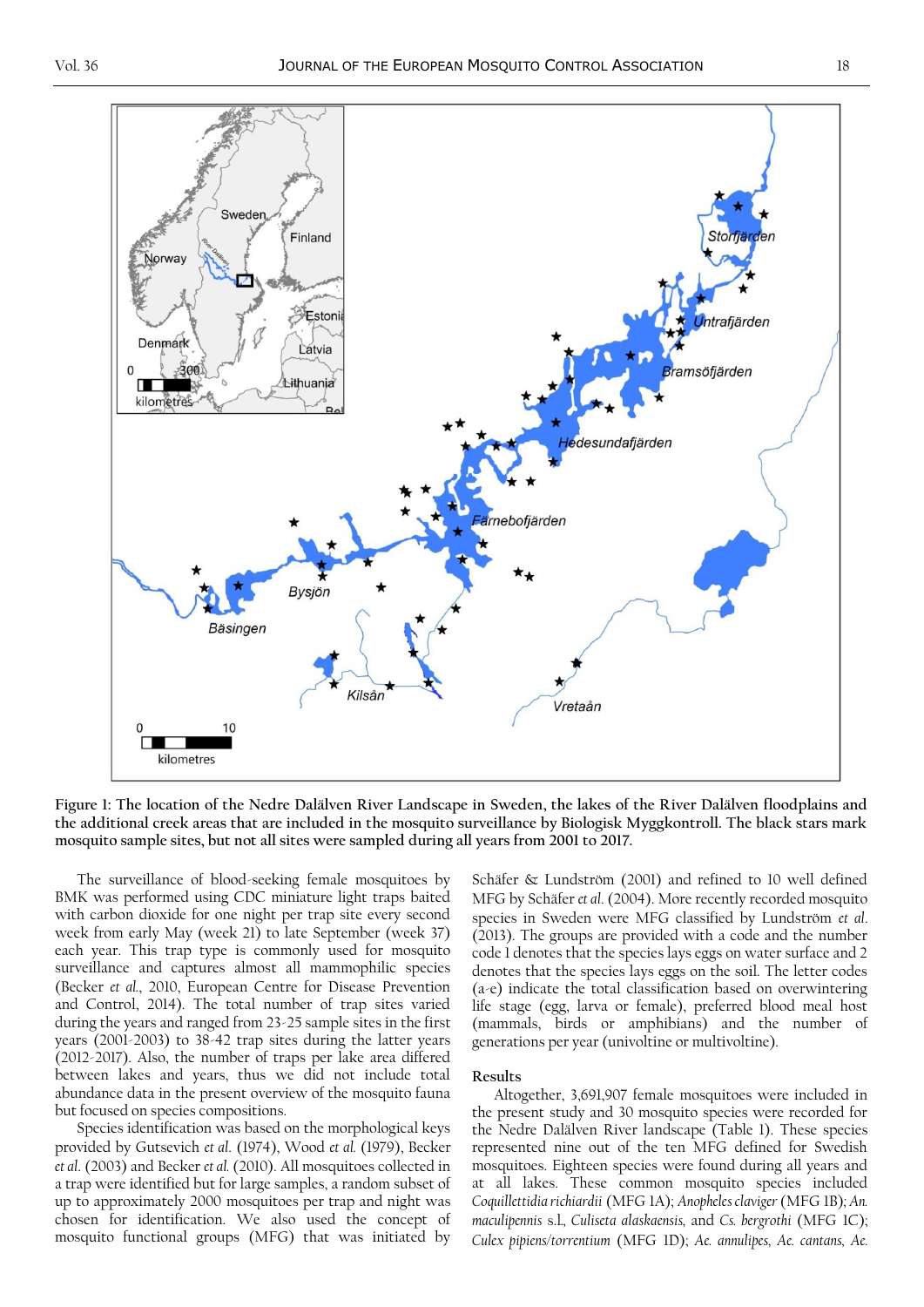**Figure 1: The location of the Nedre Dalälven River Landscape in Sweden, the lakes of the River Dalälven floodplains and the additional creek areas that are included in the mosquito surveillance by Biologisk Myggkontroll. The black stars mark mosquito sample sites, but not all sites were sampled during all years from 2001 to 2017.**

The surveillance of blood-seeking female mosquitoes by BMK was performed using CDC miniature light traps baited with carbon dioxide for one night per trap site every second week from early May (week 21) to late September (week 37) each year. This trap type is commonly used for mosquito surveillance and captures almost all mammophilic species (Becker *et al.*, 2010, European Centre for Disease Prevention and Control, 2014). The total number of trap sites varied during the years and ranged from 23-25 sample sites in the first years (2001-2003) to 38-42 trap sites during the latter years (2012-2017). Also, the number of traps per lake area differed between lakes and years, thus we did not include total abundance data in the present overview of the mosquito fauna but focused on species compositions.

Species identification was based on the morphological keys provided by Gutsevich *et al.* (1974), Wood *et al.* (1979), Becker *et al.* (2003) and Becker *et al.* (2010). All mosquitoes collected in a trap were identified but for large samples, a random subset of up to approximately 2000 mosquitoes per trap and night was chosen for identification. We also used the concept of mosquito functional groups (MFG) that was initiated by Schäfer & Lundström (2001) and refined to 10 well defined MFG by Schäfer *et al.* (2004). More recently recorded mosquito species in Sweden were MFG classified by Lundström *et al.* (2013). The groups are provided with a code and the number code 1 denotes that the species lays eggs on water surface and 2 denotes that the species lays eggs on the soil. The letter codes (a-e) indicate the total classification based on overwintering life stage (egg, larva or female), preferred blood meal host (mammals, birds or amphibians) and the number of generations per year (univoltine or multivoltine).

## Results

Altogether, 3,691,907 female mosquitoes were included in the present study and 30 mosquito species were recorded for the Nedre Dalälven River landscape (Table 1). These species represented nine out of the ten MFG defined for Swedish mosquitoes. Eighteen species were found during all years and at all lakes. These common mosquito species included *Coquillettidia richiardii* (MFG 1A); *Anopheles claviger* (MFG 1B); *An. maculipennis* s.l., *Culiseta alaskaensis,* and *Cs. bergrothi* (MFG 1C); *Culex pipiens/torrentium* (MFG 1D); *Ae. annulipes*, *Ae. cantans*, *Ae.*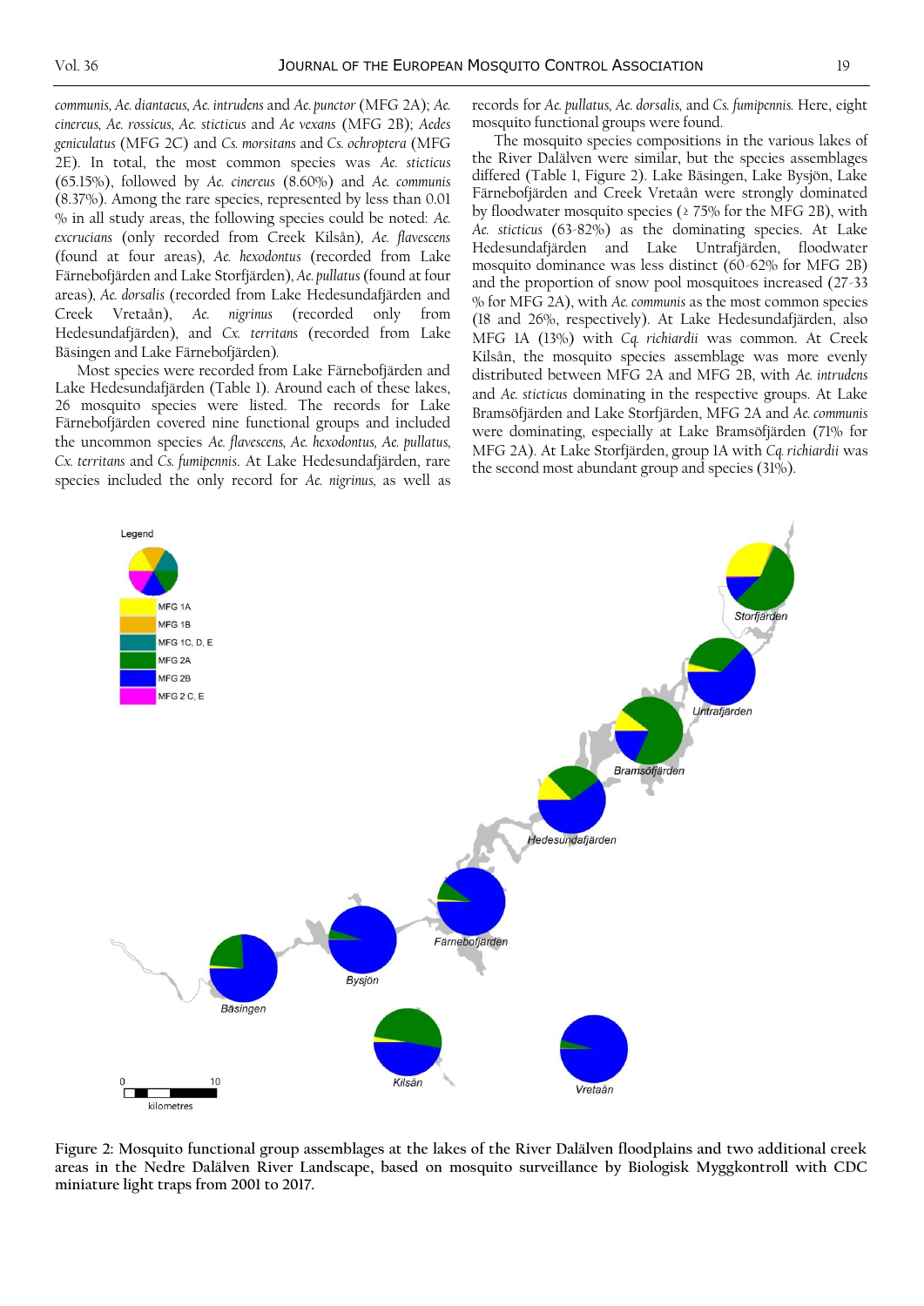*communis*, *Ae. diantaeus*, *Ae. intrudens* and *Ae. punctor* (MFG 2A); *Ae. cinereus*, *Ae. rossicus*, *Ae. sticticus* and *Ae vexans* (MFG 2B); *Aedes geniculatus* (MFG 2C) and *Cs. morsitans* and *Cs. ochroptera* (MFG 2E). In total, the most common species was *Ae. sticticus* (65.15%), followed by *Ae. cinereus* (8.60%) and *Ae. communis* (8.37%). Among the rare species, represented by less than 0.01 % in all study areas, the following species could be noted: *Ae. excrucians* (only recorded from Creek Kilsån), *Ae. flavescens* (found at four areas), *Ae. hexodontus* (recorded from Lake Färnebofjärden and Lake Storfjärden), *Ae. pullatus* (found at four areas), *Ae. dorsalis* (recorded from Lake Hedesundafjärden and Creek Vretaån), *Ae. nigrinus* (recorded only from Hedesundafjärden), and *Cx. territans* (recorded from Lake Bäsingen and Lake Färnebofjärden).

Most species were recorded from Lake Färnebofjärden and Lake Hedesundafjärden (Table 1). Around each of these lakes, 26 mosquito species were listed. The records for Lake Färnebofjärden covered nine functional groups and included the uncommon species *Ae. flavescens*, *Ae. hexodontus*, *Ae. pullatus*, *Cx. territans* and *Cs. fumipennis*. At Lake Hedesundafjärden, rare species included the only record for *Ae. nigrinus*, as well as records for *Ae. pullatus*, *Ae. dorsalis*, and *Cs. fumipennis*. Here, eight mosquito functional groups were found.

The mosquito species compositions in the various lakes of the River Dalälven were similar, but the species assemblages differed (Table 1, Figure 2). Lake Bäsingen, Lake Bysjön, Lake Färnebofjärden and Creek Vretaån were strongly dominated by floodwater mosquito species (≥ 75% for the MFG 2B), with *Ae. sticticus* (63-82%) as the dominating species. At Lake Hedesundafjärden and Lake Untrafjärden, floodwater mosquito dominance was less distinct (60-62% for MFG 2B) and the proportion of snow pool mosquitoes increased (27-33 % for MFG 2A), with *Ae. communis* as the most common species (18 and 26%, respectively). At Lake Hedesundafjärden, also MFG 1A (13%) with *Cq. richiardii* was common. At Creek Kilsån, the mosquito species assemblage was more evenly distributed between MFG 2A and MFG 2B, with *Ae. intrudens* and *Ae. sticticus* dominating in the respective groups. At Lake Bramsöfjärden and Lake Storfjärden, MFG 2A and *Ae. communis* were dominating, especially at Lake Bramsöfjärden (71% for MFG 2A). At Lake Storfjärden, group 1A with *Cq. richiardii* was the second most abundant group and species (31%).

**Figure 2: Mosquito functional group assemblages at the lakes of the River Dalälven floodplains and two additional creek areas in the Nedre Dalälven River Landscape, based on mosquito surveillance by Biologisk Myggkontroll with CDC miniature light traps from 2001 to 2017.**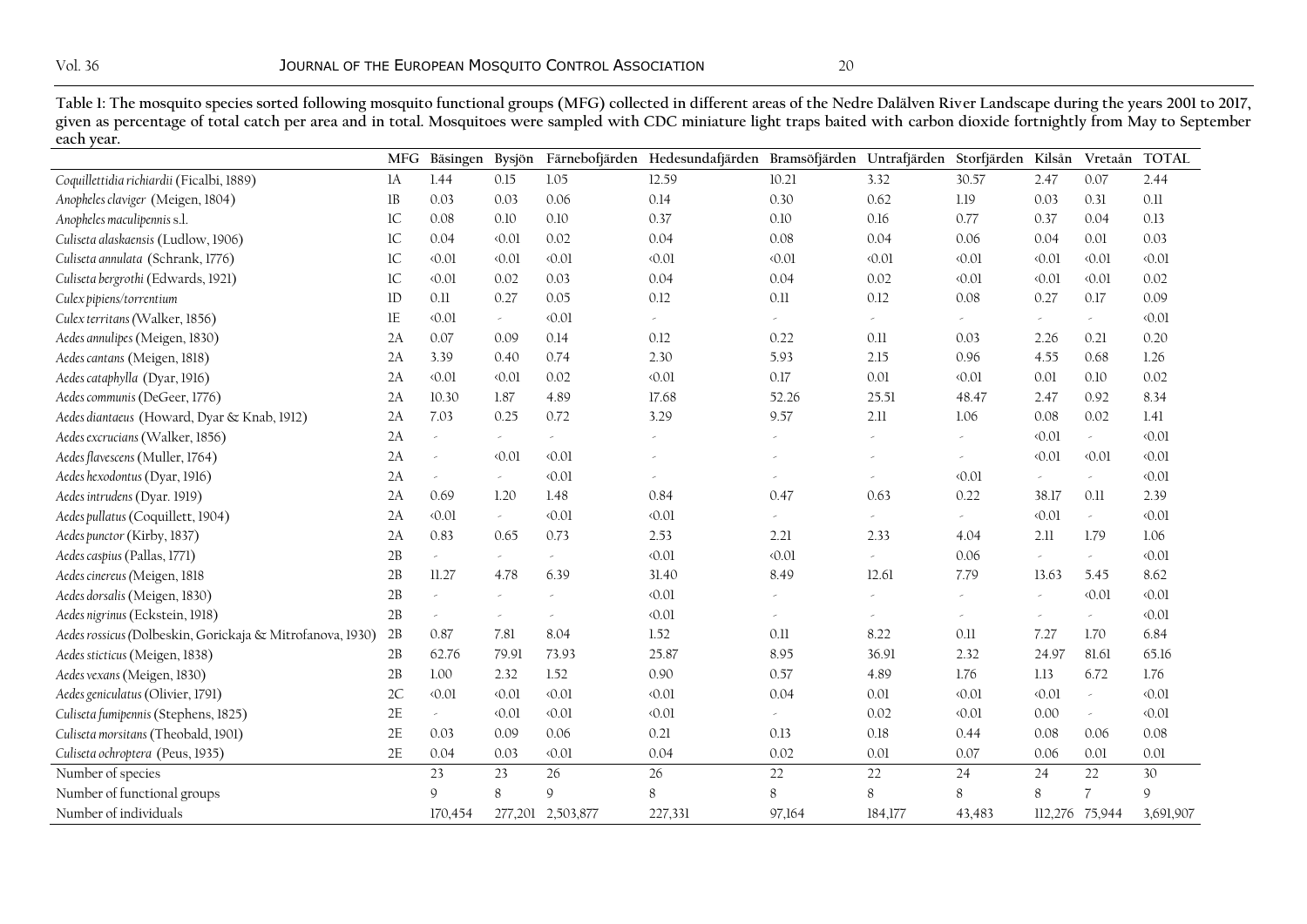**Table 1: The mosquito species sorted following mosquito functional groups (MFG) collected in different areas of the Nedre Dalälven River Landscape during the years 2001 to 2017, given as percentage of total catch per area and in total. Mosquitoes were sampled with CDC miniature light traps baited with carbon dioxide fortnightly from May to September each year.**

| | MFG | Bäsingen | Bysjön | Färnebofjärden | Hedesundafjärden | Bramsöfjärden | Untrafjärden | Storfjärden | Kilsån | Vretaån | TOTAL |
|---|---|---|---|---|---|---|---|---|---|---|---|
| *Coquillettidia richiardii* (Ficalbi, 1889) | 1A | 1.44 | 0.15 | 1.05 | 12.59 | 10.21 | 3.32 | 30.57 | 2.47 | 0.07 | 2.44 |
| *Anopheles claviger* (Meigen, 1804) | 1B | 0.03 | 0.03 | 0.06 | 0.14 | 0.30 | 0.62 | 1.19 | 0.03 | 0.31 | 0.11 |
| *Anopheles maculipennis* s.l. | 1C | 0.08 | 0.10 | 0.10 | 0.37 | 0.10 | 0.16 | 0.77 | 0.37 | 0.04 | 0.13 |
| *Culiseta alaskaensis* (Ludlow, 1906) | 1C | 0.04 | <0.01 | 0.02 | 0.04 | 0.08 | 0.04 | 0.06 | 0.04 | 0.01 | 0.03 |
| *Culiseta annulata* (Schrank, 1776) | 1C | <0.01 | <0.01 | <0.01 | <0.01 | <0.01 | <0.01 | <0.01 | <0.01 | <0.01 | <0.01 |
| *Culiseta bergrothi* (Edwards, 1921) | 1C | <0.01 | 0.02 | 0.03 | 0.04 | 0.04 | 0.02 | <0.01 | <0.01 | <0.01 | 0.02 |
| *Culex pipiens/torrentium* | 1D | 0.11 | 0.27 | 0.05 | 0.12 | 0.11 | 0.12 | 0.08 | 0.27 | 0.17 | 0.09 |
| *Culex territans* (Walker, 1856) | 1E | <0.01 | - | <0.01 | - | - | - | - | - | - | <0.01 |
| *Aedes annulipes* (Meigen, 1830) | 2A | 0.07 | 0.09 | 0.14 | 0.12 | 0.22 | 0.11 | 0.03 | 2.26 | 0.21 | 0.20 |
| *Aedes cantans* (Meigen, 1818) | 2A | 3.39 | 0.40 | 0.74 | 2.30 | 5.93 | 2.15 | 0.96 | 4.55 | 0.68 | 1.26 |
| *Aedes cataphylla* (Dyar, 1916) | 2A | <0.01 | <0.01 | 0.02 | <0.01 | 0.17 | 0.01 | <0.01 | 0.01 | 0.10 | 0.02 |
| *Aedes communis* (DeGeer, 1776) | 2A | 10.30 | 1.87 | 4.89 | 17.68 | 52.26 | 25.51 | 48.47 | 2.47 | 0.92 | 8.34 |
| *Aedes diantaeus* (Howard, Dyar & Knab, 1912) | 2A | 7.03 | 0.25 | 0.72 | 3.29 | 9.57 | 2.11 | 1.06 | 0.08 | 0.02 | 1.41 |
| *Aedes excrucians* (Walker, 1856) | 2A | - | - | - | - | - | - | - | <0.01 | - | <0.01 |
| *Aedes flavescens* (Muller, 1764) | 2A | - | <0.01 | <0.01 | - | - | - | - | <0.01 | <0.01 | <0.01 |
| *Aedes hexodontus* (Dyar, 1916) | 2A | - | - | <0.01 | - | - | - | <0.01 | - | - | <0.01 |
| *Aedes intrudens* (Dyar. 1919) | 2A | 0.69 | 1.20 | 1.48 | 0.84 | 0.47 | 0.63 | 0.22 | 38.17 | 0.11 | 2.39 |
| *Aedes pullatus* (Coquillett, 1904) | 2A | <0.01 | - | <0.01 | <0.01 | - | - | - | <0.01 | - | <0.01 |
| *Aedes punctor* (Kirby, 1837) | 2A | 0.83 | 0.65 | 0.73 | 2.53 | 2.21 | 2.33 | 4.04 | 2.11 | 1.79 | 1.06 |
| *Aedes caspius* (Pallas, 1771) | 2B | - | - | - | <0.01 | <0.01 | - | 0.06 | - | - | <0.01 |
| *Aedes cinereus* (Meigen, 1818 | 2B | 11.27 | 4.78 | 6.39 | 31.40 | 8.49 | 12.61 | 7.79 | 13.63 | 5.45 | 8.62 |
| *Aedes dorsalis* (Meigen, 1830) | 2B | - | - | - | <0.01 | - | - | - | - | <0.01 | <0.01 |
| *Aedes nigrinus* (Eckstein, 1918) | 2B | - | - | - | <0.01 | - | - | - | - | - | <0.01 |
| *Aedes rossicus* (Dolbeskin, Gorickaja & Mitrofanova, 1930) | 2B | 0.87 | 7.81 | 8.04 | 1.52 | 0.11 | 8.22 | 0.11 | 7.27 | 1.70 | 6.84 |
| *Aedes sticticus* (Meigen, 1838) | 2B | 62.76 | 79.91 | 73.93 | 25.87 | 8.95 | 36.91 | 2.32 | 24.97 | 81.61 | 65.16 |
| *Aedes vexans* (Meigen, 1830) | 2B | 1.00 | 2.32 | 1.52 | 0.90 | 0.57 | 4.89 | 1.76 | 1.13 | 6.72 | 1.76 |
| *Aedes geniculatus* (Olivier, 1791) | 2C | <0.01 | <0.01 | <0.01 | <0.01 | 0.04 | 0.01 | <0.01 | <0.01 | - | <0.01 |
| *Culiseta fumipennis* (Stephens, 1825) | 2E | - | <0.01 | <0.01 | <0.01 | - | 0.02 | <0.01 | 0.00 | - | <0.01 |
| *Culiseta morsitans* (Theobald, 1901) | 2E | 0.03 | 0.09 | 0.06 | 0.21 | 0.13 | 0.18 | 0.44 | 0.08 | 0.06 | 0.08 |
| *Culiseta ochroptera* (Peus, 1935) | 2E | 0.04 | 0.03 | <0.01 | 0.04 | 0.02 | 0.01 | 0.07 | 0.06 | 0.01 | 0.01 |
| Number of species | | 23 | 23 | 26 | 26 | 22 | 22 | 24 | 24 | 22 | 30 |
| Number of functional groups | | 9 | 8 | 9 | 8 | 8 | 8 | 8 | 8 | 7 | 9 |
| Number of individuals | | 170,454 | 277,201 | 2,503,877 | 227,331 | 97,164 | 184,177 | 43,483 | 112,276 | 75,944 | 3,691,907 |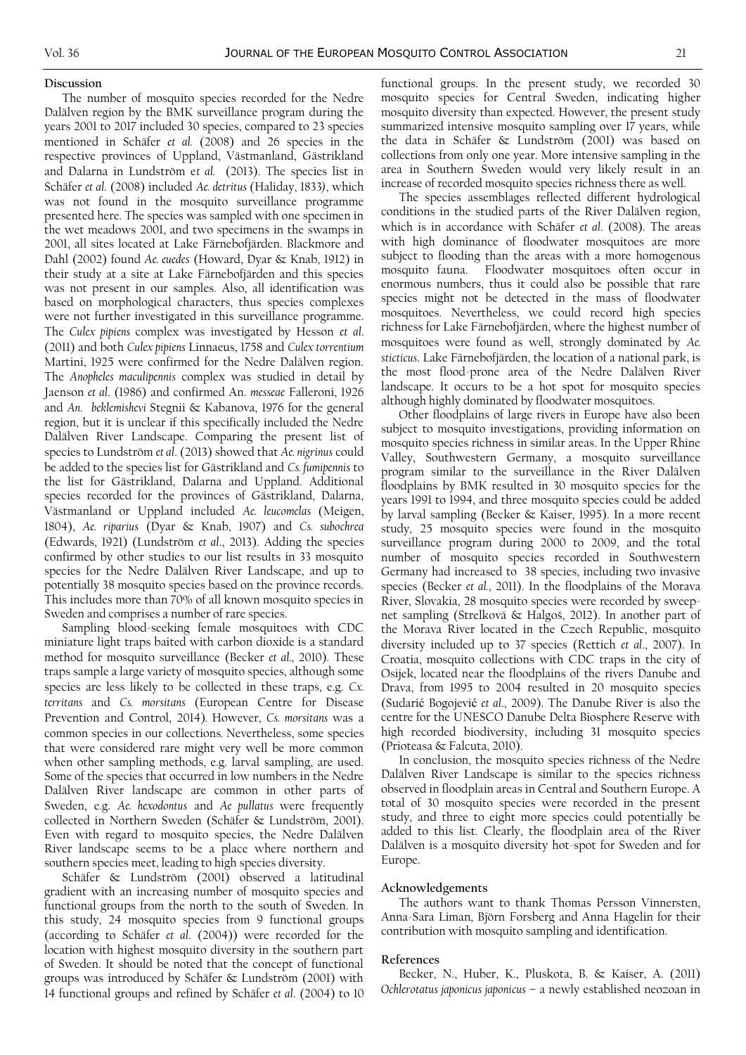## Discussion

The number of mosquito species recorded for the Nedre Dalälven region by the BMK surveillance program during the years 2001 to 2017 included 30 species, compared to 23 species mentioned in Schäfer *et al.* (2008) and 26 species in the respective provinces of Uppland, Västmanland, Gästrikland and Dalarna in Lundström e*t al.* (2013). The species list in Schäfer *et al*. (2008) included *Ae. detritus* (Haliday, 1833), which was not found in the mosquito surveillance programme presented here. The species was sampled with one specimen in the wet meadows 2001, and two specimens in the swamps in 2001, all sites located at Lake Färnebofjärden. Blackmore and Dahl (2002) found *Ae. euedes* (Howard, Dyar & Knab, 1912) in their study at a site at Lake Färnebofjärden and this species was not present in our samples. Also, all identification was based on morphological characters, thus species complexes were not further investigated in this surveillance programme. The *Culex pipiens* complex was investigated by Hesson *et al*. (2011) and both *Culex pipiens* Linnaeus, 1758 and *Culex torrentium* Martini, 1925 were confirmed for the Nedre Dalälven region. The *Anopheles maculipennis* complex was studied in detail by Jaenson *et al*. (1986) and confirmed An. *messeae* Falleroni, 1926 and *An. beklemishevi* Stegnii & Kabanova, 1976 for the general region, but it is unclear if this specifically included the Nedre Dalälven River Landscape. Comparing the present list of species to Lundström *et al*. (2013) showed that *Ae. nigrinus* could be added to the species list for Gästrikland and *Cs. fumipennis* to the list for Gästrikland, Dalarna and Uppland. Additional species recorded for the provinces of Gästrikland, Dalarna, Västmanland or Uppland included *Ae. leucomelas* (Meigen, 1804), *Ae. riparius* (Dyar & Knab, 1907) and *Cs. subochrea* (Edwards, 1921) (Lundström *et al*., 2013). Adding the species confirmed by other studies to our list results in 33 mosquito species for the Nedre Dalälven River Landscape, and up to potentially 38 mosquito species based on the province records. This includes more than 70% of all known mosquito species in Sweden and comprises a number of rare species.

Sampling blood-seeking female mosquitoes with CDC miniature light traps baited with carbon dioxide is a standard method for mosquito surveillance (Becker *et al*., 2010). These traps sample a large variety of mosquito species, although some species are less likely to be collected in these traps, e.g. *Cx. territans* and *Cs. morsitans* (European Centre for Disease Prevention and Control, 2014). However, *Cs. morsitans* was a common species in our collections. Nevertheless, some species that were considered rare might very well be more common when other sampling methods, e.g. larval sampling, are used. Some of the species that occurred in low numbers in the Nedre Dalälven River landscape are common in other parts of Sweden, e.g. *Ae. hexodontus* and *Ae pullatus* were frequently collected in Northern Sweden (Schäfer & Lundström, 2001). Even with regard to mosquito species, the Nedre Dalälven River landscape seems to be a place where northern and southern species meet, leading to high species diversity.

Schäfer & Lundström (2001) observed a latitudinal gradient with an increasing number of mosquito species and functional groups from the north to the south of Sweden. In this study, 24 mosquito species from 9 functional groups (according to Schäfer *et al*. (2004)) were recorded for the location with highest mosquito diversity in the southern part of Sweden. It should be noted that the concept of functional groups was introduced by Schäfer & Lundström (2001) with 14 functional groups and refined by Schäfer *et al*. (2004) to 10 functional groups. In the present study, we recorded 30 mosquito species for Central Sweden, indicating higher mosquito diversity than expected. However, the present study summarized intensive mosquito sampling over 17 years, while the data in Schäfer & Lundström (2001) was based on collections from only one year. More intensive sampling in the area in Southern Sweden would very likely result in an increase of recorded mosquito species richness there as well.

The species assemblages reflected different hydrological conditions in the studied parts of the River Dalälven region, which is in accordance with Schäfer *et al*. (2008). The areas with high dominance of floodwater mosquitoes are more subject to flooding than the areas with a more homogenous mosquito fauna. Floodwater mosquitoes often occur in enormous numbers, thus it could also be possible that rare species might not be detected in the mass of floodwater mosquitoes. Nevertheless, we could record high species richness for Lake Färnebofjärden, where the highest number of mosquitoes were found as well, strongly dominated by *Ae. sticticus*. Lake Färnebofjärden, the location of a national park, is the most flood-prone area of the Nedre Dalälven River landscape. It occurs to be a hot spot for mosquito species although highly dominated by floodwater mosquitoes.

Other floodplains of large rivers in Europe have also been subject to mosquito investigations, providing information on mosquito species richness in similar areas. In the Upper Rhine Valley, Southwestern Germany, a mosquito surveillance program similar to the surveillance in the River Dalälven floodplains by BMK resulted in 30 mosquito species for the years 1991 to 1994, and three mosquito species could be added by larval sampling (Becker & Kaiser, 1995). In a more recent study, 25 mosquito species were found in the mosquito surveillance program during 2000 to 2009, and the total number of mosquito species recorded in Southwestern Germany had increased to 38 species, including two invasive species (Becker *et al*., 2011). In the floodplains of the Morava River, Slovakia, 28 mosquito species were recorded by sweep-net sampling (Strelková & Halgoš, 2012). In another part of the Morava River located in the Czech Republic, mosquito diversity included up to 37 species (Rettich *et al*., 2007). In Croatia, mosquito collections with CDC traps in the city of Osijek, located near the floodplains of the rivers Danube and Drava, from 1995 to 2004 resulted in 20 mosquito species (Sudarić Bogojević *et al*., 2009). The Danube River is also the centre for the UNESCO Danube Delta Biosphere Reserve with high recorded biodiversity, including 31 mosquito species (Prioteasa & Falcuta, 2010).

In conclusion, the mosquito species richness of the Nedre Dalälven River Landscape is similar to the species richness observed in floodplain areas in Central and Southern Europe. A total of 30 mosquito species were recorded in the present study, and three to eight more species could potentially be added to this list. Clearly, the floodplain area of the River Dalälven is a mosquito diversity hot-spot for Sweden and for Europe.

## Acknowledgements

The authors want to thank Thomas Persson Vinnersten, Anna-Sara Liman, Björn Forsberg and Anna Hagelin for their contribution with mosquito sampling and identification.

## References

Becker, N., Huber, K., Pluskota, B. & Kaiser, A. (2011) *Ochlerotatus japonicus japonicus* – a newly established neozoan in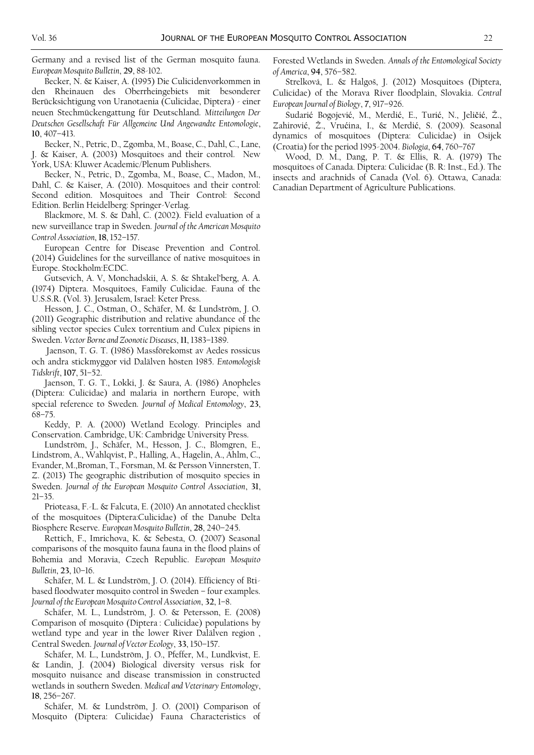Germany and a revised list of the German mosquito fauna. *European Mosquito Bulletin*, **29**, 88-102.

Becker, N. & Kaiser, A. (1995) Die Culicidenvorkommen in den Rheinauen des Oberrheingebiets mit besonderer Berücksichtigung von Uranotaenia (Culicidae, Diptera) - einer neuen Stechmückengattung für Deutschland. *Mitteilungen Der Deutschen Gesellschaft Für Allgemeine Und Angewandte Entomologie*, **10**, 407–413.

Becker, N., Petric, D., Zgomba, M., Boase, C., Dahl, C., Lane, J. & Kaiser, A. (2003) Mosquitoes and their control. New York, USA: Kluwer Academic/Plenum Publishers.

Becker, N., Petric, D., Zgomba, M., Boase, C., Madon, M., Dahl, C. & Kaiser, A. (2010). Mosquitoes and their control: Second edition. Mosquitoes and Their Control: Second Edition. Berlin Heidelberg: Springer-Verlag.

Blackmore, M. S. & Dahl, C. (2002). Field evaluation of a new surveillance trap in Sweden. *Journal of the American Mosquito Control Association*, **18**, 152–157.

European Centre for Disease Prevention and Control. (2014) Guidelines for the surveillance of native mosquitoes in Europe. Stockholm:ECDC.

Gutsevich, A. V, Monchadskii, A. S. & Shtakel'berg, A. A. (1974) Diptera. Mosquitoes, Family Culicidae. Fauna of the U.S.S.R. (Vol. 3). Jerusalem, Israel: Keter Press.

Hesson, J. C., Ostman, O., Schäfer, M. & Lundström, J. O. (2011) Geographic distribution and relative abundance of the sibling vector species Culex torrentium and Culex pipiens in Sweden. *Vector Borne and Zoonotic Diseases*, **11**, 1383–1389.

Jaenson, T. G. T. (1986) Massförekomst av Aedes rossicus och andra stickmyggor vid Dalälven hösten 1985. *Entomologisk Tidskrift*, **107**, 51–52.

Jaenson, T. G. T., Lokki, J. & Saura, A. (1986) Anopheles (Diptera: Culicidae) and malaria in northern Europe, with special reference to Sweden. *Journal of Medical Entomology*, **23**, 68–75.

Keddy, P. A. (2000) Wetland Ecology. Principles and Conservation. Cambridge, UK: Cambridge University Press.

Lundström, J., Schäfer, M., Hesson, J. C., Blomgren, E., Lindstrom, A., Wahlqvist, P., Halling, A., Hagelin, A., Ahlm, C., Evander, M.,Broman, T., Forsman, M. & Persson Vinnersten, T. Z. (2013) The geographic distribution of mosquito species in Sweden. *Journal of the European Mosquito Control Association*, **31**, 21–35.

Prioteasa, F.-L. & Falcuta, E. (2010) An annotated checklist of the mosquitoes (Diptera:Culicidae) of the Danube Delta Biosphere Reserve. *European Mosquito Bulletin*, **28**, 240–245.

Rettich, F., Imrichova, K. & Sebesta, O. (2007) Seasonal comparisons of the mosquito fauna fauna in the flood plains of Bohemia and Moravia, Czech Republic. *European Mosquito Bulletin*, **23**, 10–16.

Schäfer, M. L. & Lundström, J. O. (2014). Efficiency of Bti-based floodwater mosquito control in Sweden – four examples. *Journal of the European Mosquito Control Association*, **32**, 1–8.

Schäfer, M. L., Lundström, J. O. & Petersson, E. (2008) Comparison of mosquito (Diptera : Culicidae) populations by wetland type and year in the lower River Dalälven region , Central Sweden. *Journal of Vector Ecology*, **33**, 150–157.

Schäfer, M. L., Lundström, J. O., Pfeffer, M., Lundkvist, E. & Landin, J. (2004) Biological diversity versus risk for mosquito nuisance and disease transmission in constructed wetlands in southern Sweden. *Medical and Veterinary Entomology*, **18**, 256–267.

Schäfer, M. & Lundström, J. O. (2001) Comparison of Mosquito (Diptera: Culicidae) Fauna Characteristics of Forested Wetlands in Sweden. *Annals of the Entomological Society of America*, **94**, 576–582.

Strelková, L. & Halgoš, J. (2012) Mosquitoes (Diptera, Culicidae) of the Morava River floodplain, Slovakia. *Central European Journal of Biology*, **7**, 917–926.

Sudarić Bogojević, M., Merdić, E., Turić, N., Jeličić, Ž., Zahirović, Ž., Vrućina, I., & Merdić, S. (2009). Seasonal dynamics of mosquitoes (Diptera: Culicidae) in Osijek (Croatia) for the period 1995-2004. *Biologia*, **64**, 760–767

Wood, D. M., Dang, P. T. & Ellis, R. A. (1979) The mosquitoes of Canada. Diptera: Culicidae (B. R: Inst., Ed.). The insects and arachnids of Canada (Vol. 6). Ottawa, Canada: Canadian Department of Agriculture Publications.